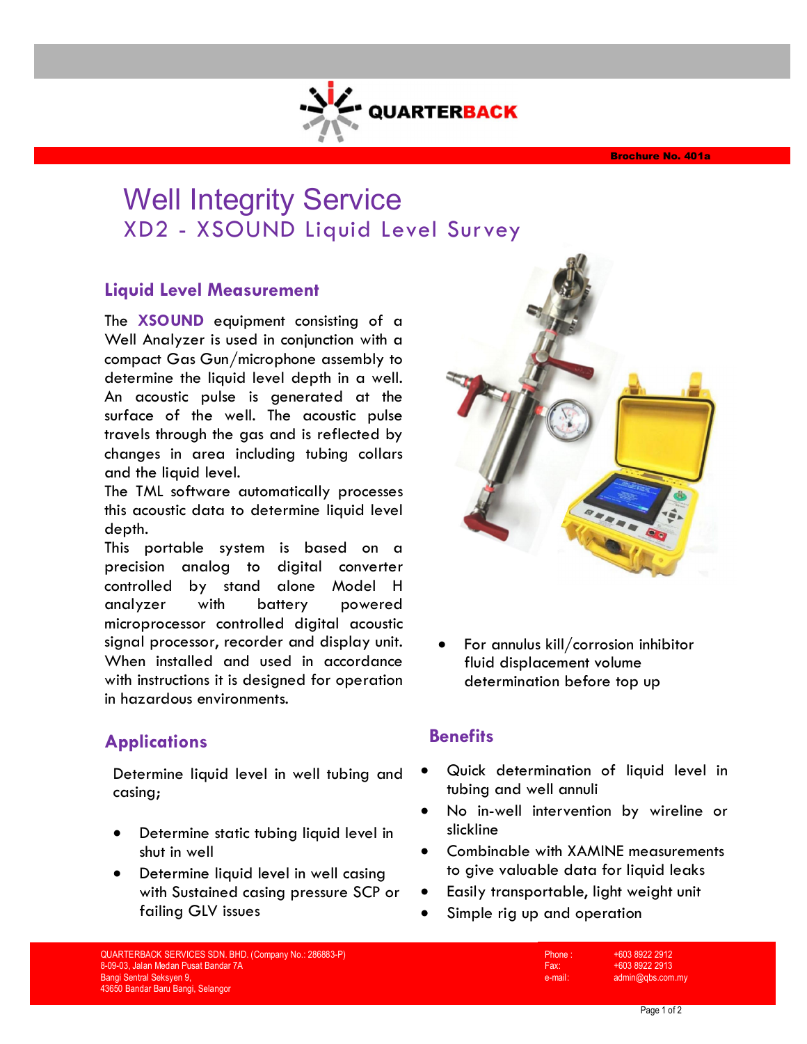QUARTERBACK

Brochure No. 401a

# Well Integrity Service

## XD2 - XSOUND Liquid Level Survey

### Liquid Level Measurement

The **XSOUND** equipment consisting of a Well Analyzer is used in conjunction with a compact Gas Gun/microphone assembly to determine the liquid level depth in a well. An acoustic pulse is generated at the surface of the well. The acoustic pulse travels through the gas and is reflected by changes in area including tubing collars and the liquid level.

The TML software automatically processes this acoustic data to determine liquid level depth.

This portable system is based on a precision analog to digital converter controlled by stand alone Model H analyzer with battery powered microprocessor controlled digital acoustic signal processor, recorder and display unit. When installed and used in accordance with instructions it is designed for operation in hazardous environments.

### Applications

Determine liquid level in well tubing and casing;

- Determine static tubing liquid level in shut in well
- Determine liquid level in well casing with Sustained casing pressure SCP or failing GLV issues
- For annulus kill/corrosion inhibitor fluid displacement volume determination before top up

### Benefits

- Quick determination of liquid level in tubing and well annuli
- No in-well intervention by wireline or slickline
- Combinable with XAMINE measurements to give valuable data for liquid leaks
- Easily transportable, light weight unit
- Simple rig up and operation

QUARTERBACK SERVICES SDN. BHD. (Company No.: 286883-P)
8-09-03, Jalan Medan Pusat Bandar 7A
Bangi Sentral Seksyen 9,
43650 Bandar Baru Bangi, Selangor

Phone : +603 8922 2912
Fax: +603 8922 2913
e-mail: admin@qbs.com.my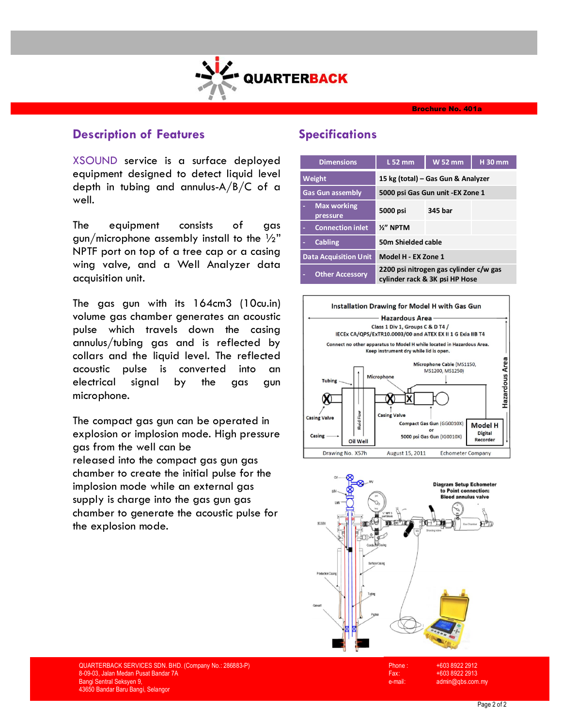**QUARTERBACK**

**Brochure No. 401a**

## Description of Features

XSOUND service is a surface deployed equipment designed to detect liquid level depth in tubing and annulus-A/B/C of a well.

The equipment consists of gas gun/microphone assembly install to the ½" NPTF port on top of a tree cap or a casing wing valve, and a Well Analyzer data acquisition unit.

The gas gun with its 164cm3 (10cu.in) volume gas chamber generates an acoustic pulse which travels down the casing annulus/tubing gas and is reflected by collars and the liquid level. The reflected acoustic pulse is converted into an electrical signal by the gas gun microphone.

The compact gas gun can be operated in explosion or implosion mode. High pressure gas from the well can be released into the compact gas gun gas chamber to create the initial pulse for the implosion mode while an external gas supply is charge into the gas gun gas chamber to generate the acoustic pulse for the explosion mode.

## Specifications

| Dimensions | L 52 mm | W 52 mm | H 30 mm |
|---|---|---|---|
| Weight | 15 kg (total) – Gas Gun & Analyzer | | |
| Gas Gun assembly | 5000 psi Gas Gun unit -EX Zone 1 | | |
| - Max working pressure | 5000 psi | 345 bar | |
| - Connection inlet | ½" NPTM | | |
| - Cabling | 50m Shielded cable | | |
| Data Acquisition Unit | Model H - EX Zone 1 | | |
| - Other Accessory | 2200 psi nitrogen gas cylinder c/w gas cylinder rack & 3K psi HP Hose | | |

Installation Drawing for Model H with Gas Gun

Hazardous Area

Class 1 Div 1, Groups C & D T4 /
IECEx CA/QPS/ExTR10.0003/00 and ATEX EX II 1 G Exia IIB T4

Connect no other apparatus to Model H while located in Hazardous Area.
Keep instrument dry while lid is open.

Microphone Cable (MS1150, MS1200, MS1250)

Tubing

Microphone

Casing Valve

Casing Valve

Fluid Flow

Casing

Oil Well

Compact Gas Gun (GG0010X)
or
5000 psi Gas Gun (IG0010X)

Model H
Digital
Recorder

Hazardous Area

Drawing No. X57h
August 15, 2011
Echometer Company

Diagram Setup Echometer
to Point connection:
Bleed annulus valve

QUARTERBACK SERVICES SDN. BHD. (Company No.: 286883-P)
8-09-03, Jalan Medan Pusat Bandar 7A
Bangi Sentral Seksyen 9,
43650 Bandar Baru Bangi, Selangor

Phone : +603 8922 2912
Fax: +603 8922 2913
e-mail: admin@qbs.com.my